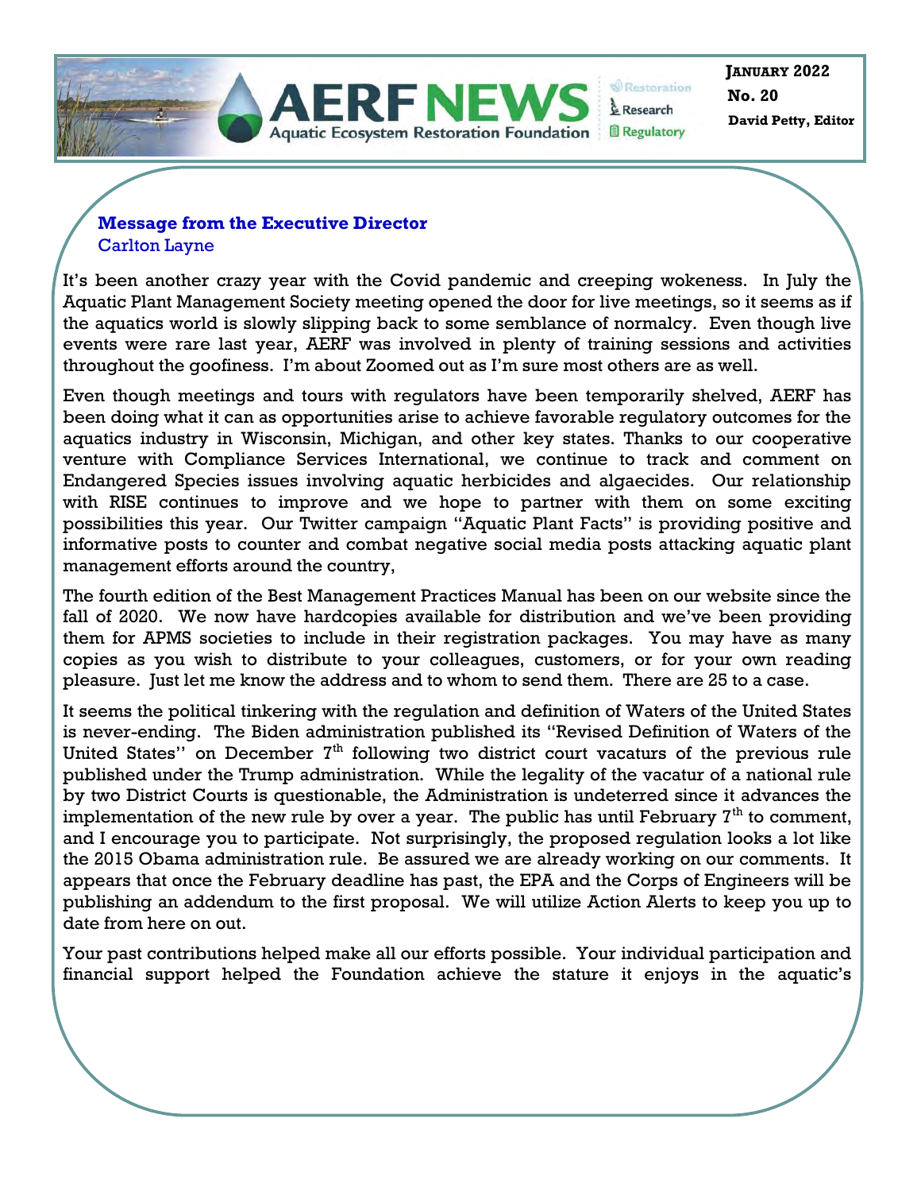# AERF NEWS

Aquatic Ecosystem Restoration Foundation

Restoration · Research · Regulatory

**JANUARY 2022**
**No. 20**
**David Petty, Editor**

## Message from the Executive Director

Carlton Layne

It's been another crazy year with the Covid pandemic and creeping wokeness. In July the Aquatic Plant Management Society meeting opened the door for live meetings, so it seems as if the aquatics world is slowly slipping back to some semblance of normalcy. Even though live events were rare last year, AERF was involved in plenty of training sessions and activities throughout the goofiness. I'm about Zoomed out as I'm sure most others are as well.

Even though meetings and tours with regulators have been temporarily shelved, AERF has been doing what it can as opportunities arise to achieve favorable regulatory outcomes for the aquatics industry in Wisconsin, Michigan, and other key states. Thanks to our cooperative venture with Compliance Services International, we continue to track and comment on Endangered Species issues involving aquatic herbicides and algaecides. Our relationship with RISE continues to improve and we hope to partner with them on some exciting possibilities this year. Our Twitter campaign "Aquatic Plant Facts" is providing positive and informative posts to counter and combat negative social media posts attacking aquatic plant management efforts around the country,

The fourth edition of the Best Management Practices Manual has been on our website since the fall of 2020. We now have hardcopies available for distribution and we've been providing them for APMS societies to include in their registration packages. You may have as many copies as you wish to distribute to your colleagues, customers, or for your own reading pleasure. Just let me know the address and to whom to send them. There are 25 to a case.

It seems the political tinkering with the regulation and definition of Waters of the United States is never-ending. The Biden administration published its "Revised Definition of Waters of the United States" on December 7th following two district court vacaturs of the previous rule published under the Trump administration. While the legality of the vacatur of a national rule by two District Courts is questionable, the Administration is undeterred since it advances the implementation of the new rule by over a year. The public has until February 7th to comment, and I encourage you to participate. Not surprisingly, the proposed regulation looks a lot like the 2015 Obama administration rule. Be assured we are already working on our comments. It appears that once the February deadline has past, the EPA and the Corps of Engineers will be publishing an addendum to the first proposal. We will utilize Action Alerts to keep you up to date from here on out.

Your past contributions helped make all our efforts possible. Your individual participation and financial support helped the Foundation achieve the stature it enjoys in the aquatic's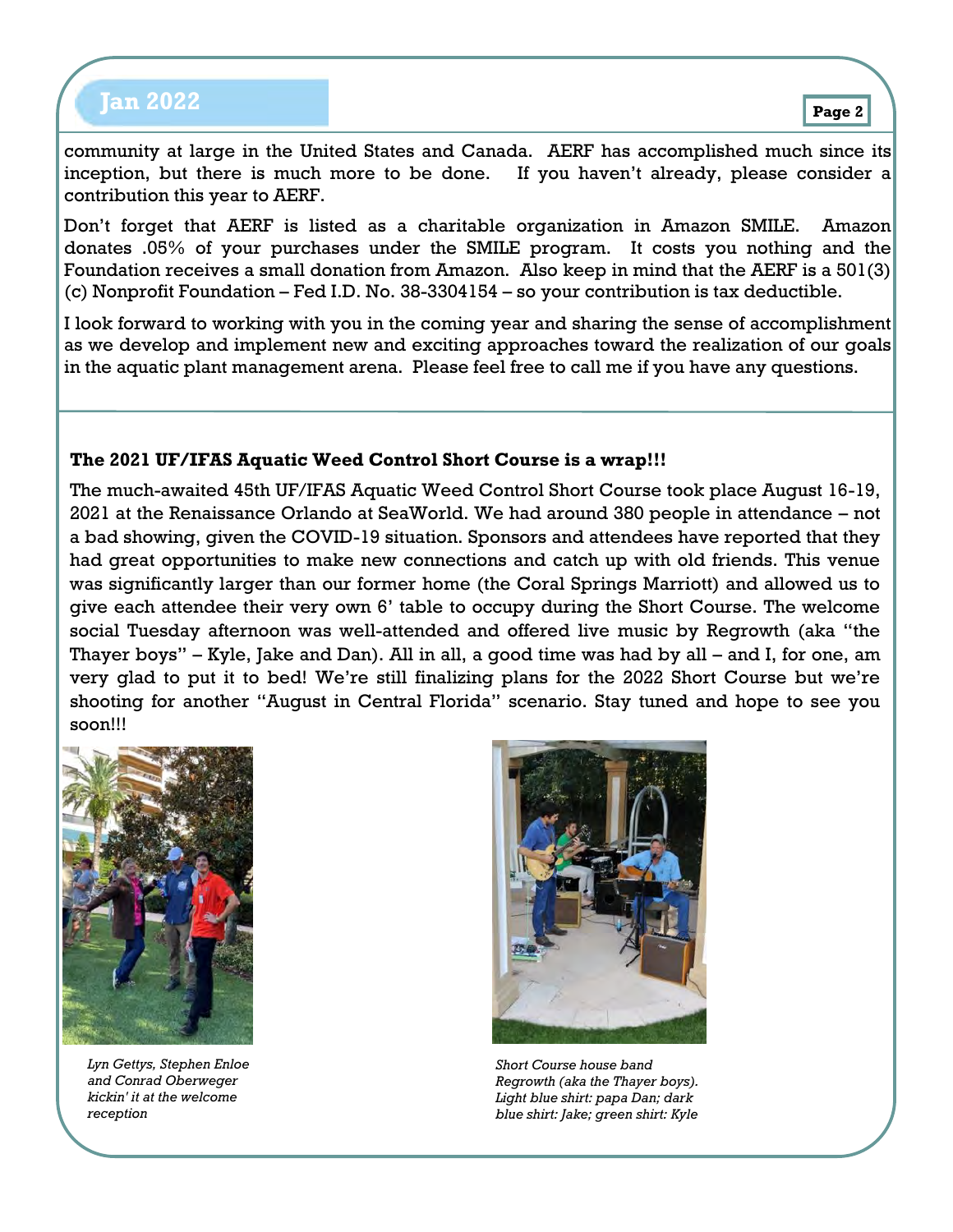community at large in the United States and Canada. AERF has accomplished much since its inception, but there is much more to be done. If you haven't already, please consider a contribution this year to AERF.

Don't forget that AERF is listed as a charitable organization in Amazon SMILE. Amazon donates .05% of your purchases under the SMILE program. It costs you nothing and the Foundation receives a small donation from Amazon. Also keep in mind that the AERF is a 501(3)(c) Nonprofit Foundation – Fed I.D. No. 38-3304154 – so your contribution is tax deductible.

I look forward to working with you in the coming year and sharing the sense of accomplishment as we develop and implement new and exciting approaches toward the realization of our goals in the aquatic plant management arena. Please feel free to call me if you have any questions.

**The 2021 UF/IFAS Aquatic Weed Control Short Course is a wrap!!!**

The much-awaited 45th UF/IFAS Aquatic Weed Control Short Course took place August 16-19, 2021 at the Renaissance Orlando at SeaWorld. We had around 380 people in attendance – not a bad showing, given the COVID-19 situation. Sponsors and attendees have reported that they had great opportunities to make new connections and catch up with old friends. This venue was significantly larger than our former home (the Coral Springs Marriott) and allowed us to give each attendee their very own 6' table to occupy during the Short Course. The welcome social Tuesday afternoon was well-attended and offered live music by Regrowth (aka "the Thayer boys" – Kyle, Jake and Dan). All in all, a good time was had by all – and I, for one, am very glad to put it to bed! We're still finalizing plans for the 2022 Short Course but we're shooting for another "August in Central Florida" scenario. Stay tuned and hope to see you soon!!!

*Lyn Gettys, Stephen Enloe and Conrad Oberweger kickin' it at the welcome reception*

*Short Course house band Regrowth (aka the Thayer boys). Light blue shirt: papa Dan; dark blue shirt: Jake; green shirt: Kyle*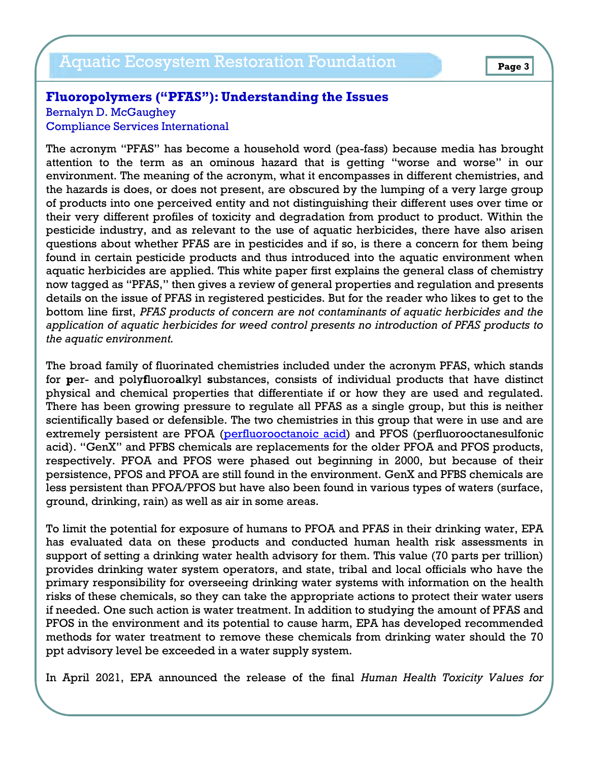## Fluoropolymers ("PFAS"): Understanding the Issues

Bernalyn D. McGaughey
Compliance Services International

The acronym "PFAS" has become a household word (pea-fass) because media has brought attention to the term as an ominous hazard that is getting "worse and worse" in our environment. The meaning of the acronym, what it encompasses in different chemistries, and the hazards is does, or does not present, are obscured by the lumping of a very large group of products into one perceived entity and not distinguishing their different uses over time or their very different profiles of toxicity and degradation from product to product. Within the pesticide industry, and as relevant to the use of aquatic herbicides, there have also arisen questions about whether PFAS are in pesticides and if so, is there a concern for them being found in certain pesticide products and thus introduced into the aquatic environment when aquatic herbicides are applied. This white paper first explains the general class of chemistry now tagged as "PFAS," then gives a review of general properties and regulation and presents details on the issue of PFAS in registered pesticides. But for the reader who likes to get to the bottom line first, *PFAS products of concern are not contaminants of aquatic herbicides and the application of aquatic herbicides for weed control presents no introduction of PFAS products to the aquatic environment.*

The broad family of fluorinated chemistries included under the acronym PFAS, which stands for **p**er- and poly**f**luoro**a**lkyl **s**ubstances, consists of individual products that have distinct physical and chemical properties that differentiate if or how they are used and regulated. There has been growing pressure to regulate all PFAS as a single group, but this is neither scientifically based or defensible. The two chemistries in this group that were in use and are extremely persistent are PFOA (perfluorooctanoic acid) and PFOS (perfluorooctanesulfonic acid). "GenX" and PFBS chemicals are replacements for the older PFOA and PFOS products, respectively. PFOA and PFOS were phased out beginning in 2000, but because of their persistence, PFOS and PFOA are still found in the environment. GenX and PFBS chemicals are less persistent than PFOA/PFOS but have also been found in various types of waters (surface, ground, drinking, rain) as well as air in some areas.

To limit the potential for exposure of humans to PFOA and PFAS in their drinking water, EPA has evaluated data on these products and conducted human health risk assessments in support of setting a drinking water health advisory for them. This value (70 parts per trillion) provides drinking water system operators, and state, tribal and local officials who have the primary responsibility for overseeing drinking water systems with information on the health risks of these chemicals, so they can take the appropriate actions to protect their water users if needed. One such action is water treatment. In addition to studying the amount of PFAS and PFOS in the environment and its potential to cause harm, EPA has developed recommended methods for water treatment to remove these chemicals from drinking water should the 70 ppt advisory level be exceeded in a water supply system.

In April 2021, EPA announced the release of the final *Human Health Toxicity Values for*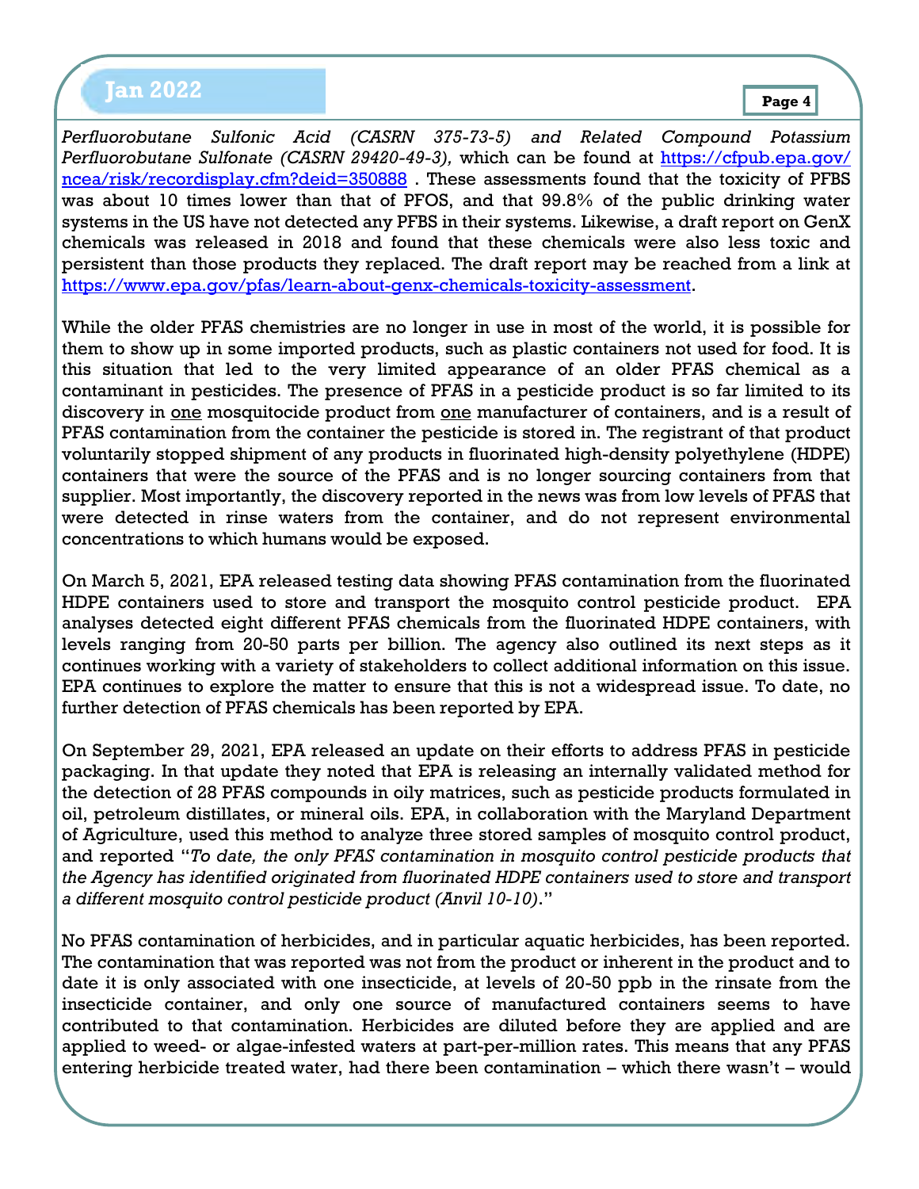*Perfluorobutane Sulfonic Acid (CASRN 375-73-5) and Related Compound Potassium Perfluorobutane Sulfonate (CASRN 29420-49-3),* which can be found at https://cfpub.epa.gov/ncea/risk/recordisplay.cfm?deid=350888 . These assessments found that the toxicity of PFBS was about 10 times lower than that of PFOS, and that 99.8% of the public drinking water systems in the US have not detected any PFBS in their systems. Likewise, a draft report on GenX chemicals was released in 2018 and found that these chemicals were also less toxic and persistent than those products they replaced. The draft report may be reached from a link at https://www.epa.gov/pfas/learn-about-genx-chemicals-toxicity-assessment.

While the older PFAS chemistries are no longer in use in most of the world, it is possible for them to show up in some imported products, such as plastic containers not used for food. It is this situation that led to the very limited appearance of an older PFAS chemical as a contaminant in pesticides. The presence of PFAS in a pesticide product is so far limited to its discovery in one mosquitocide product from one manufacturer of containers, and is a result of PFAS contamination from the container the pesticide is stored in. The registrant of that product voluntarily stopped shipment of any products in fluorinated high-density polyethylene (HDPE) containers that were the source of the PFAS and is no longer sourcing containers from that supplier. Most importantly, the discovery reported in the news was from low levels of PFAS that were detected in rinse waters from the container, and do not represent environmental concentrations to which humans would be exposed.

On March 5, 2021, EPA released testing data showing PFAS contamination from the fluorinated HDPE containers used to store and transport the mosquito control pesticide product. EPA analyses detected eight different PFAS chemicals from the fluorinated HDPE containers, with levels ranging from 20-50 parts per billion. The agency also outlined its next steps as it continues working with a variety of stakeholders to collect additional information on this issue. EPA continues to explore the matter to ensure that this is not a widespread issue. To date, no further detection of PFAS chemicals has been reported by EPA.

On September 29, 2021, EPA released an update on their efforts to address PFAS in pesticide packaging. In that update they noted that EPA is releasing an internally validated method for the detection of 28 PFAS compounds in oily matrices, such as pesticide products formulated in oil, petroleum distillates, or mineral oils. EPA, in collaboration with the Maryland Department of Agriculture, used this method to analyze three stored samples of mosquito control product, and reported "*To date, the only PFAS contamination in mosquito control pesticide products that the Agency has identified originated from fluorinated HDPE containers used to store and transport a different mosquito control pesticide product (Anvil 10-10)*."

No PFAS contamination of herbicides, and in particular aquatic herbicides, has been reported. The contamination that was reported was not from the product or inherent in the product and to date it is only associated with one insecticide, at levels of 20-50 ppb in the rinsate from the insecticide container, and only one source of manufactured containers seems to have contributed to that contamination. Herbicides are diluted before they are applied and are applied to weed- or algae-infested waters at part-per-million rates. This means that any PFAS entering herbicide treated water, had there been contamination – which there wasn't – would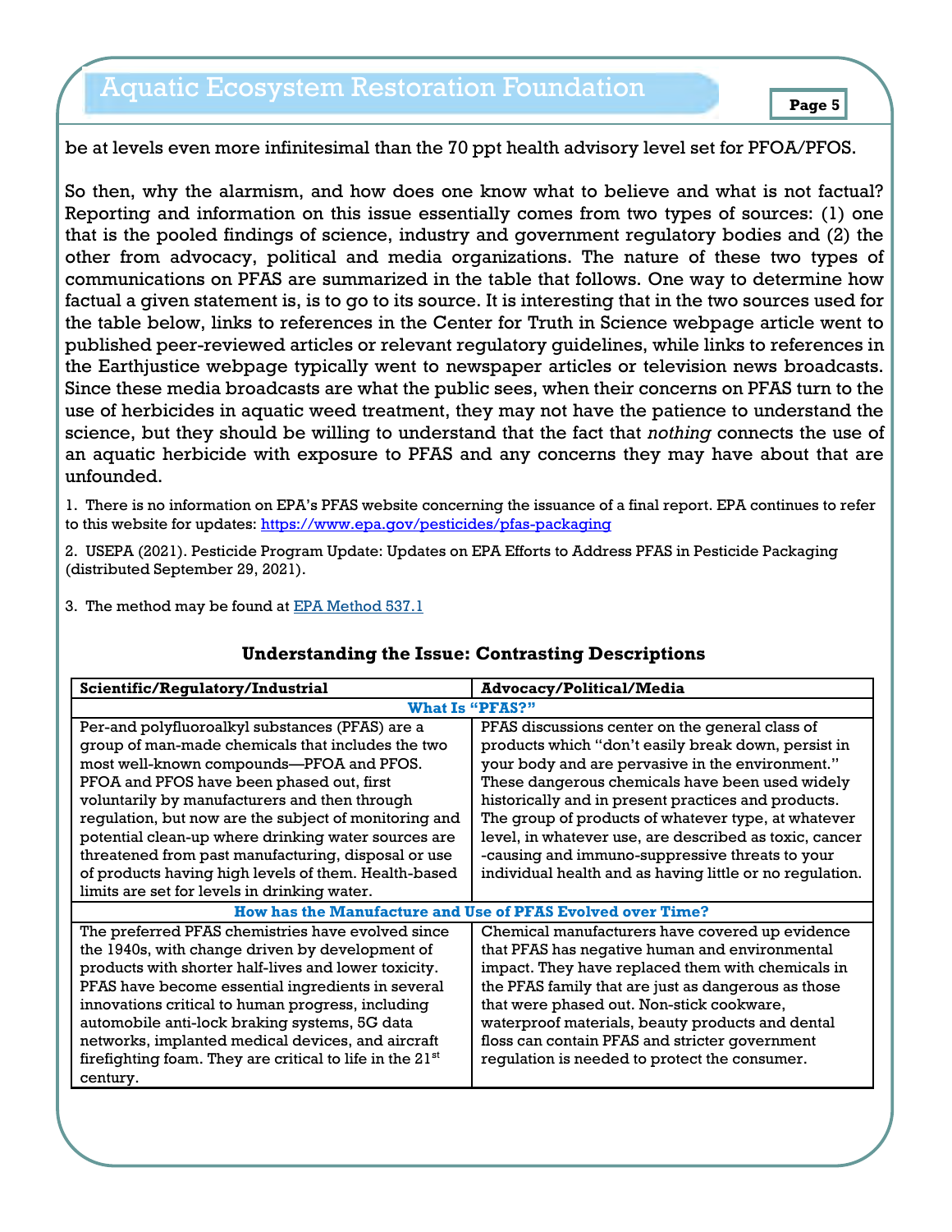be at levels even more infinitesimal than the 70 ppt health advisory level set for PFOA/PFOS.

So then, why the alarmism, and how does one know what to believe and what is not factual? Reporting and information on this issue essentially comes from two types of sources: (1) one that is the pooled findings of science, industry and government regulatory bodies and (2) the other from advocacy, political and media organizations. The nature of these two types of communications on PFAS are summarized in the table that follows. One way to determine how factual a given statement is, is to go to its source. It is interesting that in the two sources used for the table below, links to references in the Center for Truth in Science webpage article went to published peer-reviewed articles or relevant regulatory guidelines, while links to references in the Earthjustice webpage typically went to newspaper articles or television news broadcasts. Since these media broadcasts are what the public sees, when their concerns on PFAS turn to the use of herbicides in aquatic weed treatment, they may not have the patience to understand the science, but they should be willing to understand that the fact that *nothing* connects the use of an aquatic herbicide with exposure to PFAS and any concerns they may have about that are unfounded.

1. There is no information on EPA's PFAS website concerning the issuance of a final report. EPA continues to refer to this website for updates: [https://www.epa.gov/pesticides/pfas-packaging](https://www.epa.gov/pesticides/pfas-packaging)

2. USEPA (2021). Pesticide Program Update: Updates on EPA Efforts to Address PFAS in Pesticide Packaging (distributed September 29, 2021).

3. The method may be found at [EPA Method 537.1]

## Understanding the Issue: Contrasting Descriptions

| Scientific/Regulatory/Industrial | Advocacy/Political/Media |
|---|---|
| **What Is "PFAS?"** | |
| Per-and polyfluoroalkyl substances (PFAS) are a group of man-made chemicals that includes the two most well-known compounds—PFOA and PFOS. PFOA and PFOS have been phased out, first voluntarily by manufacturers and then through regulation, but now are the subject of monitoring and potential clean-up where drinking water sources are threatened from past manufacturing, disposal or use of products having high levels of them. Health-based limits are set for levels in drinking water. | PFAS discussions center on the general class of products which "don't easily break down, persist in your body and are pervasive in the environment." These dangerous chemicals have been used widely historically and in present practices and products. The group of products of whatever type, at whatever level, in whatever use, are described as toxic, cancer-causing and immuno-suppressive threats to your individual health and as having little or no regulation. |
| **How has the Manufacture and Use of PFAS Evolved over Time?** | |
| The preferred PFAS chemistries have evolved since the 1940s, with change driven by development of products with shorter half-lives and lower toxicity. PFAS have become essential ingredients in several innovations critical to human progress, including automobile anti-lock braking systems, 5G data networks, implanted medical devices, and aircraft firefighting foam. They are critical to life in the 21st century. | Chemical manufacturers have covered up evidence that PFAS has negative human and environmental impact. They have replaced them with chemicals in the PFAS family that are just as dangerous as those that were phased out. Non-stick cookware, waterproof materials, beauty products and dental floss can contain PFAS and stricter government regulation is needed to protect the consumer. |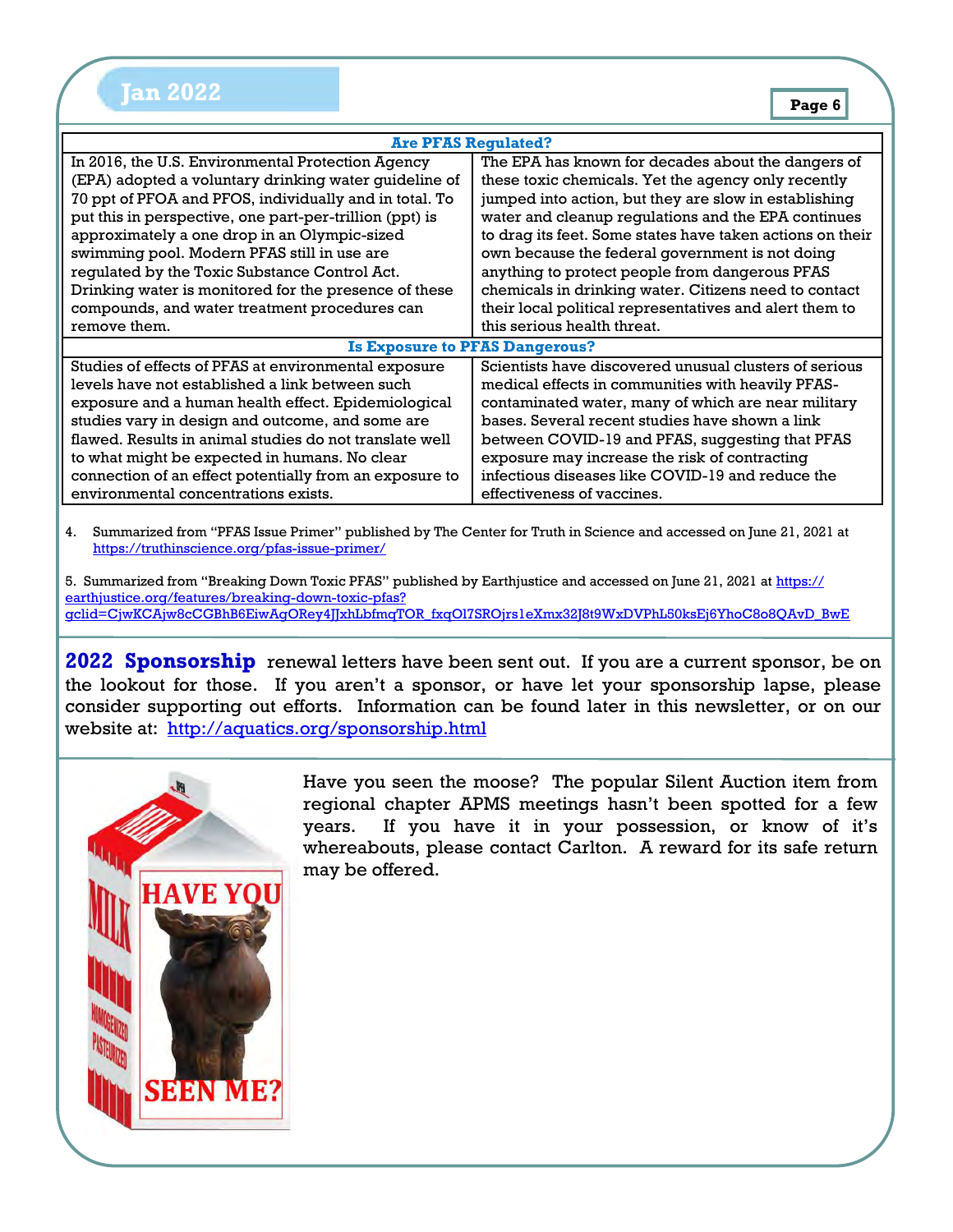| Are PFAS Regulated? | |
|---|---|
| In 2016, the U.S. Environmental Protection Agency (EPA) adopted a voluntary drinking water guideline of 70 ppt of PFOA and PFOS, individually and in total. To put this in perspective, one part-per-trillion (ppt) is approximately a one drop in an Olympic-sized swimming pool. Modern PFAS still in use are regulated by the Toxic Substance Control Act. Drinking water is monitored for the presence of these compounds, and water treatment procedures can remove them. | The EPA has known for decades about the dangers of these toxic chemicals. Yet the agency only recently jumped into action, but they are slow in establishing water and cleanup regulations and the EPA continues to drag its feet. Some states have taken actions on their own because the federal government is not doing anything to protect people from dangerous PFAS chemicals in drinking water. Citizens need to contact their local political representatives and alert them to this serious health threat. |
| **Is Exposure to PFAS Dangerous?** | |
| Studies of effects of PFAS at environmental exposure levels have not established a link between such exposure and a human health effect. Epidemiological studies vary in design and outcome, and some are flawed. Results in animal studies do not translate well to what might be expected in humans. No clear connection of an effect potentially from an exposure to environmental concentrations exists. | Scientists have discovered unusual clusters of serious medical effects in communities with heavily PFAS-contaminated water, many of which are near military bases. Several recent studies have shown a link between COVID-19 and PFAS, suggesting that PFAS exposure may increase the risk of contracting infectious diseases like COVID-19 and reduce the effectiveness of vaccines. |

4. Summarized from "PFAS Issue Primer" published by The Center for Truth in Science and accessed on June 21, 2021 at https://truthinscience.org/pfas-issue-primer/

5. Summarized from "Breaking Down Toxic PFAS" published by Earthjustice and accessed on June 21, 2021 at https://earthjustice.org/features/breaking-down-toxic-pfas?gclid=CjwKCAjw8cCGBhB6EiwAgORey4JJxhLbfmqTOR_fxqO17SROjrs1eXmx32J8t9WxDVPhL50ksEj6YhoC8o8QAvD_BwE

**2022 Sponsorship** renewal letters have been sent out. If you are a current sponsor, be on the lookout for those. If you aren't a sponsor, or have let your sponsorship lapse, please consider supporting out efforts. Information can be found later in this newsletter, or on our website at: http://aquatics.org/sponsorship.html

Have you seen the moose? The popular Silent Auction item from regional chapter APMS meetings hasn't been spotted for a few years. If you have it in your possession, or know of it's whereabouts, please contact Carlton. A reward for its safe return may be offered.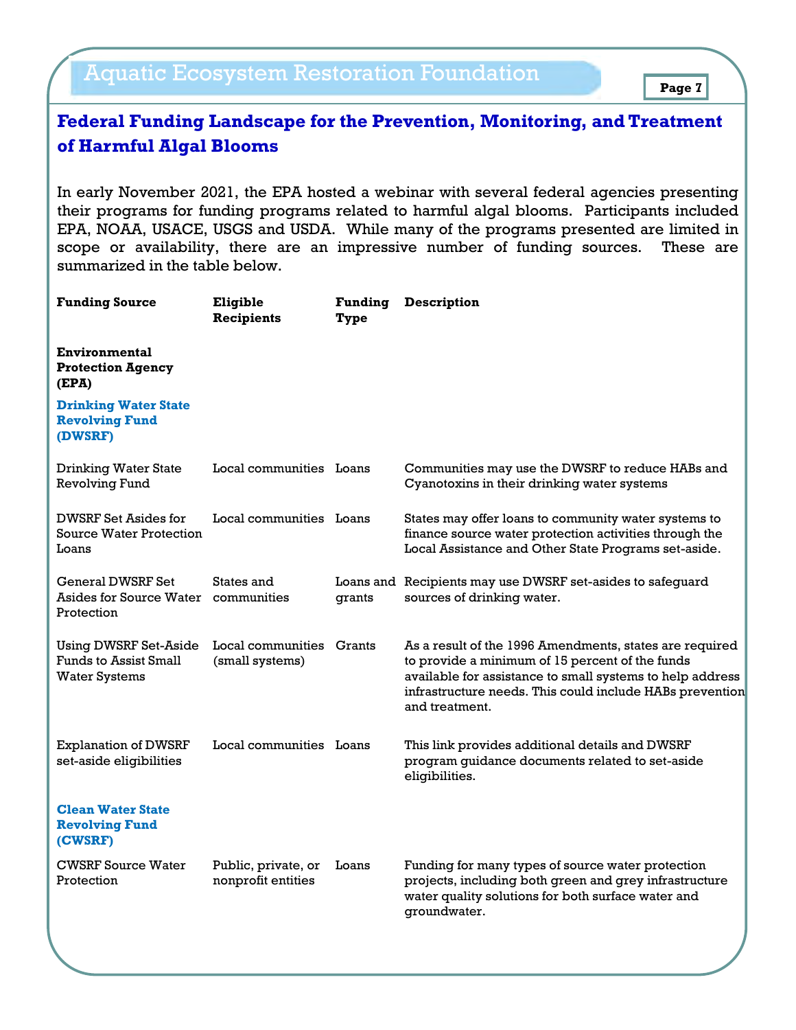## Federal Funding Landscape for the Prevention, Monitoring, and Treatment of Harmful Algal Blooms

In early November 2021, the EPA hosted a webinar with several federal agencies presenting their programs for funding programs related to harmful algal blooms. Participants included EPA, NOAA, USACE, USGS and USDA. While many of the programs presented are limited in scope or availability, there are an impressive number of funding sources. These are summarized in the table below.

| Funding Source | Eligible Recipients | Funding Type | Description |
|---|---|---|---|
| **Environmental Protection Agency (EPA)** | | | |
| **Drinking Water State Revolving Fund (DWSRF)** | | | |
| Drinking Water State Revolving Fund | Local communities | Loans | Communities may use the DWSRF to reduce HABs and Cyanotoxins in their drinking water systems |
| DWSRF Set Asides for Source Water Protection Loans | Local communities | Loans | States may offer loans to community water systems to finance source water protection activities through the Local Assistance and Other State Programs set-aside. |
| General DWSRF Set Asides for Source Water Protection | States and communities | Loans and grants | Recipients may use DWSRF set-asides to safeguard sources of drinking water. |
| Using DWSRF Set-Aside Funds to Assist Small Water Systems | Local communities (small systems) | Grants | As a result of the 1996 Amendments, states are required to provide a minimum of 15 percent of the funds available for assistance to small systems to help address infrastructure needs. This could include HABs prevention and treatment. |
| Explanation of DWSRF set-aside eligibilities | Local communities | Loans | This link provides additional details and DWSRF program guidance documents related to set-aside eligibilities. |
| **Clean Water State Revolving Fund (CWSRF)** | | | |
| CWSRF Source Water Protection | Public, private, or nonprofit entities | Loans | Funding for many types of source water protection projects, including both green and grey infrastructure water quality solutions for both surface water and groundwater. |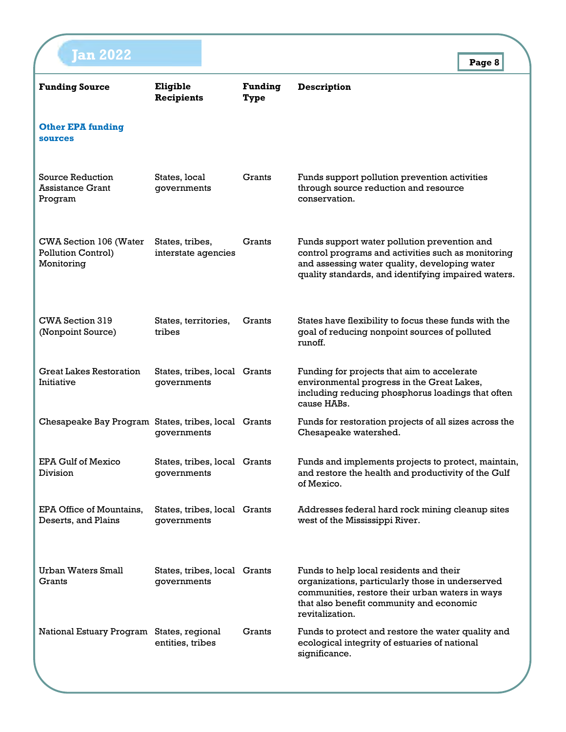| Funding Source | Eligible Recipients | Funding Type | Description |
|---|---|---|---|
| **Other EPA funding sources** | | | |
| Source Reduction Assistance Grant Program | States, local governments | Grants | Funds support pollution prevention activities through source reduction and resource conservation. |
| CWA Section 106 (Water Pollution Control) Monitoring | States, tribes, interstate agencies | Grants | Funds support water pollution prevention and control programs and activities such as monitoring and assessing water quality, developing water quality standards, and identifying impaired waters. |
| CWA Section 319 (Nonpoint Source) | States, territories, tribes | Grants | States have flexibility to focus these funds with the goal of reducing nonpoint sources of polluted runoff. |
| Great Lakes Restoration Initiative | States, tribes, local governments | Grants | Funding for projects that aim to accelerate environmental progress in the Great Lakes, including reducing phosphorus loadings that often cause HABs. |
| Chesapeake Bay Program | States, tribes, local governments | Grants | Funds for restoration projects of all sizes across the Chesapeake watershed. |
| EPA Gulf of Mexico Division | States, tribes, local governments | Grants | Funds and implements projects to protect, maintain, and restore the health and productivity of the Gulf of Mexico. |
| EPA Office of Mountains, Deserts, and Plains | States, tribes, local governments | Grants | Addresses federal hard rock mining cleanup sites west of the Mississippi River. |
| Urban Waters Small Grants | States, tribes, local governments | Grants | Funds to help local residents and their organizations, particularly those in underserved communities, restore their urban waters in ways that also benefit community and economic revitalization. |
| National Estuary Program | States, regional entities, tribes | Grants | Funds to protect and restore the water quality and ecological integrity of estuaries of national significance. |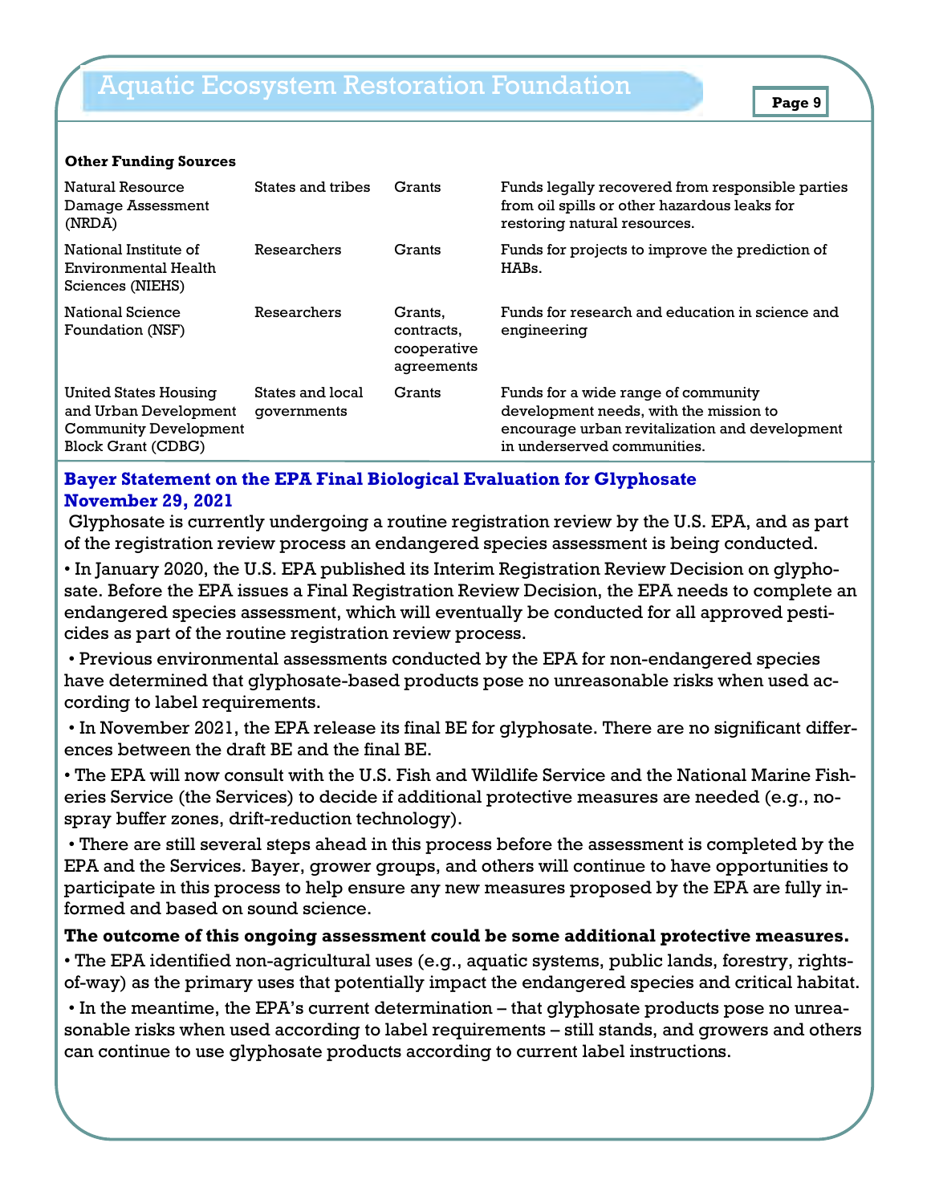**Other Funding Sources**

| | | | |
|---|---|---|---|
| Natural Resource Damage Assessment (NRDA) | States and tribes | Grants | Funds legally recovered from responsible parties from oil spills or other hazardous leaks for restoring natural resources. |
| National Institute of Environmental Health Sciences (NIEHS) | Researchers | Grants | Funds for projects to improve the prediction of HABs. |
| National Science Foundation (NSF) | Researchers | Grants, contracts, cooperative agreements | Funds for research and education in science and engineering |
| United States Housing and Urban Development Community Development Block Grant (CDBG) | States and local governments | Grants | Funds for a wide range of community development needs, with the mission to encourage urban revitalization and development in underserved communities. |

## Bayer Statement on the EPA Final Biological Evaluation for Glyphosate November 29, 2021

Glyphosate is currently undergoing a routine registration review by the U.S. EPA, and as part of the registration review process an endangered species assessment is being conducted.

- In January 2020, the U.S. EPA published its Interim Registration Review Decision on glyphosate. Before the EPA issues a Final Registration Review Decision, the EPA needs to complete an endangered species assessment, which will eventually be conducted for all approved pesticides as part of the routine registration review process.
- Previous environmental assessments conducted by the EPA for non-endangered species have determined that glyphosate-based products pose no unreasonable risks when used according to label requirements.
- In November 2021, the EPA release its final BE for glyphosate. There are no significant differences between the draft BE and the final BE.
- The EPA will now consult with the U.S. Fish and Wildlife Service and the National Marine Fisheries Service (the Services) to decide if additional protective measures are needed (e.g., no-spray buffer zones, drift-reduction technology).
- There are still several steps ahead in this process before the assessment is completed by the EPA and the Services. Bayer, grower groups, and others will continue to have opportunities to participate in this process to help ensure any new measures proposed by the EPA are fully informed and based on sound science.

**The outcome of this ongoing assessment could be some additional protective measures.**

- The EPA identified non-agricultural uses (e.g., aquatic systems, public lands, forestry, rights-of-way) as the primary uses that potentially impact the endangered species and critical habitat.
- In the meantime, the EPA's current determination – that glyphosate products pose no unreasonable risks when used according to label requirements – still stands, and growers and others can continue to use glyphosate products according to current label instructions.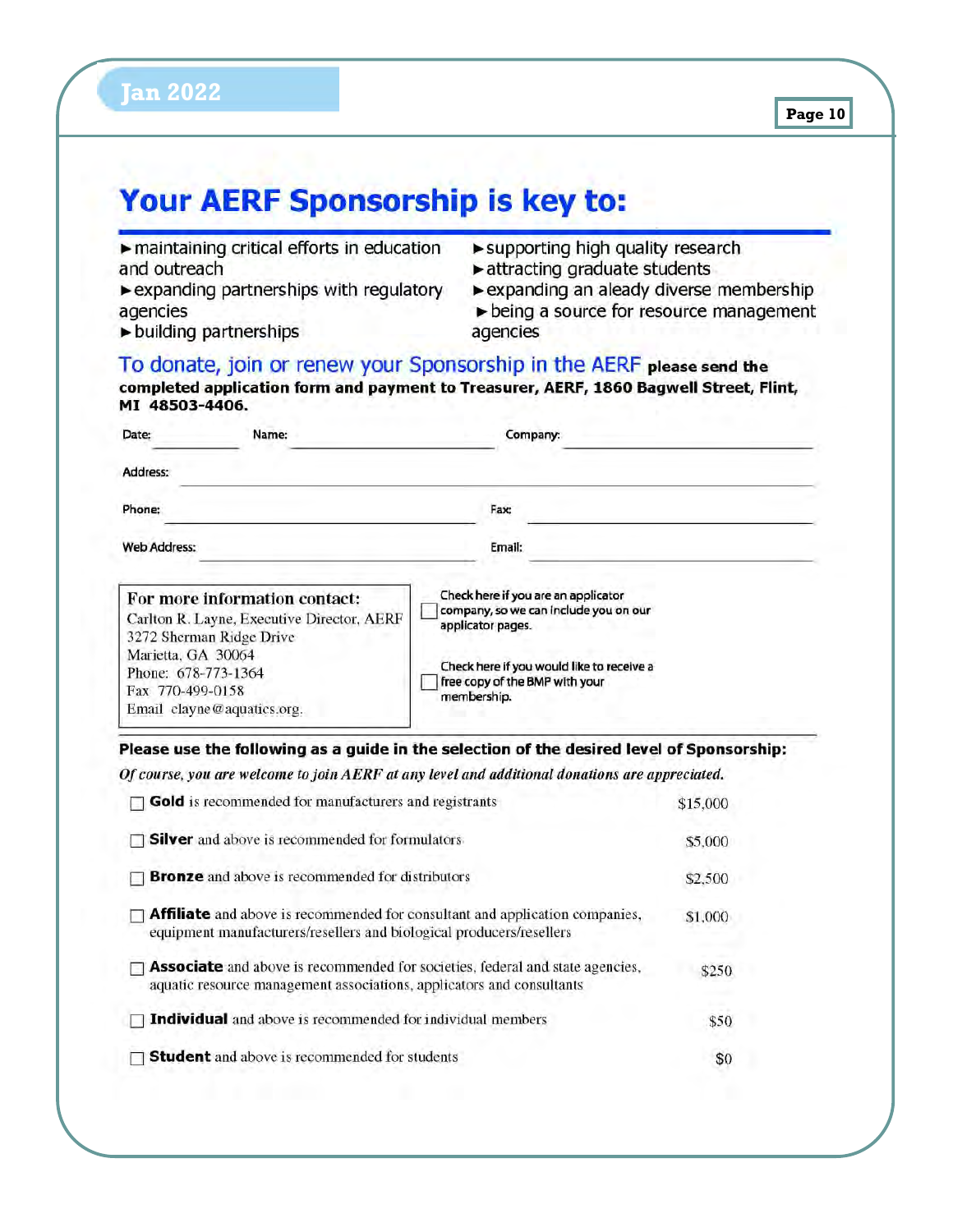# Your AERF Sponsorship is key to:

- maintaining critical efforts in education and outreach
- expanding partnerships with regulatory agencies
- building partnerships
- supporting high quality research
- attracting graduate students
- expanding an aleady diverse membership
- being a source for resource management agencies

To donate, join or renew your Sponsorship in the AERF **please send the completed application form and payment to Treasurer, AERF, 1860 Bagwell Street, Flint, MI 48503-4406.**

Date: ____________ Name: ______________________________ Company: ______________________________

Address: ______________________________________________________________________

Phone: ______________________________ Fax: ______________________________

Web Address: ______________________________ Email: ______________________________

**For more information contact:**
Carlton R. Layne, Executive Director, AERF
3272 Sherman Ridge Drive
Marietta, GA 30064
Phone: 678-773-1364
Fax 770-499-0158
Email clayne@aquatics.org

☐ Check here if you are an applicator company, so we can include you on our applicator pages.

☐ Check here if you would like to receive a free copy of the BMP with your membership.

**Please use the following as a guide in the selection of the desired level of Sponsorship:**

*Of course, you are welcome to join AERF at any level and additional donations are appreciated.*

| Level | Amount |
|---|---|
| ☐ **Gold** is recommended for manufacturers and registrants | $15,000 |
| ☐ **Silver** and above is recommended for formulators | $5,000 |
| ☐ **Bronze** and above is recommended for distributors | $2,500 |
| ☐ **Affiliate** and above is recommended for consultant and application companies, equipment manufacturers/resellers and biological producers/resellers | $1,000 |
| ☐ **Associate** and above is recommended for societies, federal and state agencies, aquatic resource management associations, applicators and consultants | $250 |
| ☐ **Individual** and above is recommended for individual members | $50 |
| ☐ **Student** and above is recommended for students | $0 |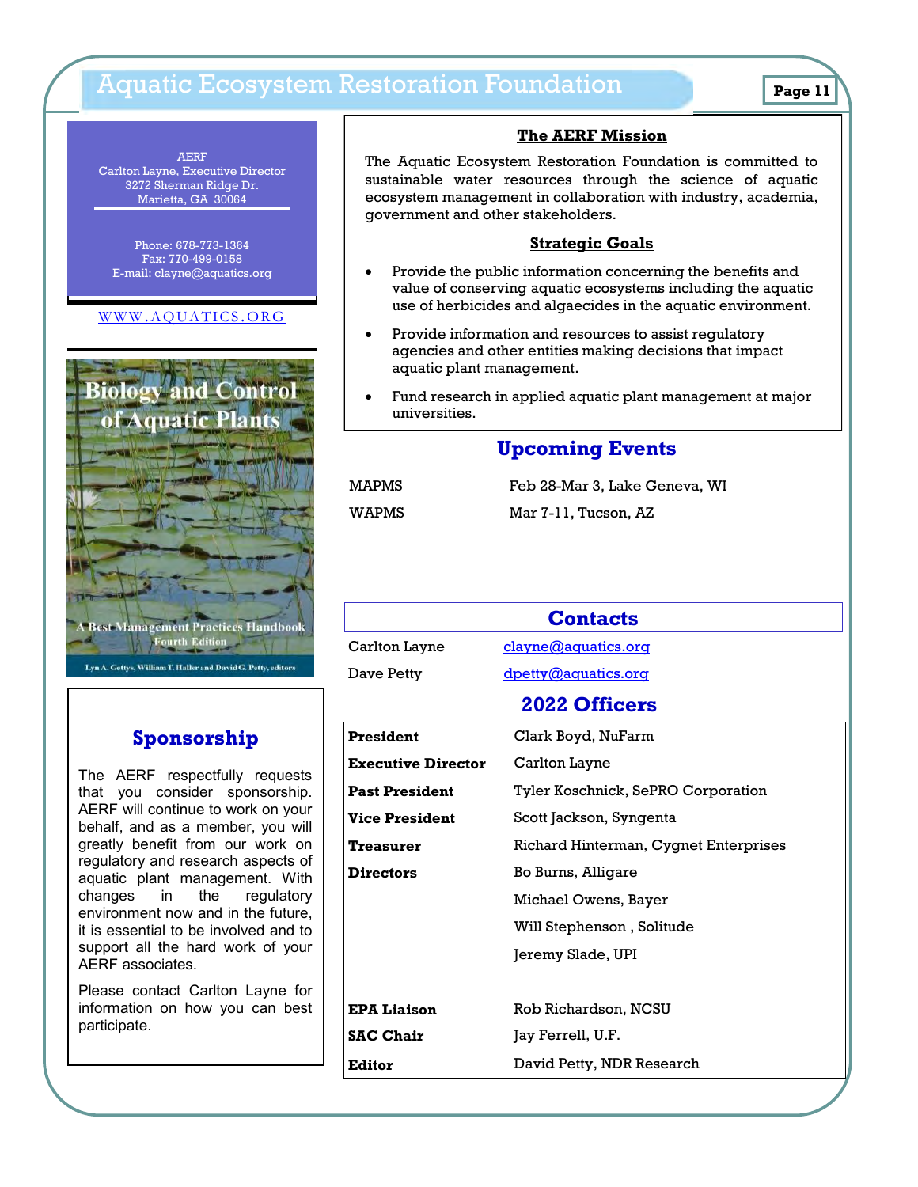AERF
Carlton Layne, Executive Director
3272 Sherman Ridge Dr.
Marietta, GA 30064

Phone: 678-773-1364
Fax: 770-499-0158
E-mail: clayne@aquatics.org

WWW.AQUATICS.ORG

Biology and Control of Aquatic Plants

A Best Management Practices Handbook
Fourth Edition

Lyn A. Gettys, William T. Haller and David G. Petty, editors

## Sponsorship

The AERF respectfully requests that you consider sponsorship. AERF will continue to work on your behalf, and as a member, you will greatly benefit from our work on regulatory and research aspects of aquatic plant management. With changes in the regulatory environment now and in the future, it is essential to be involved and to support all the hard work of your AERF associates.

Please contact Carlton Layne for information on how you can best participate.

## The AERF Mission

The Aquatic Ecosystem Restoration Foundation is committed to sustainable water resources through the science of aquatic ecosystem management in collaboration with industry, academia, government and other stakeholders.

### Strategic Goals

- Provide the public information concerning the benefits and value of conserving aquatic ecosystems including the aquatic use of herbicides and algaecides in the aquatic environment.
- Provide information and resources to assist regulatory agencies and other entities making decisions that impact aquatic plant management.
- Fund research in applied aquatic plant management at major universities.

## Upcoming Events

| | |
|---|---|
| MAPMS | Feb 28-Mar 3, Lake Geneva, WI |
| WAPMS | Mar 7-11, Tucson, AZ |

## Contacts

| | |
|---|---|
| Carlton Layne | clayne@aquatics.org |
| Dave Petty | dpetty@aquatics.org |

## 2022 Officers

| | |
|---|---|
| **President** | Clark Boyd, NuFarm |
| **Executive Director** | Carlton Layne |
| **Past President** | Tyler Koschnick, SePRO Corporation |
| **Vice President** | Scott Jackson, Syngenta |
| **Treasurer** | Richard Hinterman, Cygnet Enterprises |
| **Directors** | Bo Burns, Alligare |
| | Michael Owens, Bayer |
| | Will Stephenson , Solitude |
| | Jeremy Slade, UPI |
| **EPA Liaison** | Rob Richardson, NCSU |
| **SAC Chair** | Jay Ferrell, U.F. |
| **Editor** | David Petty, NDR Research |